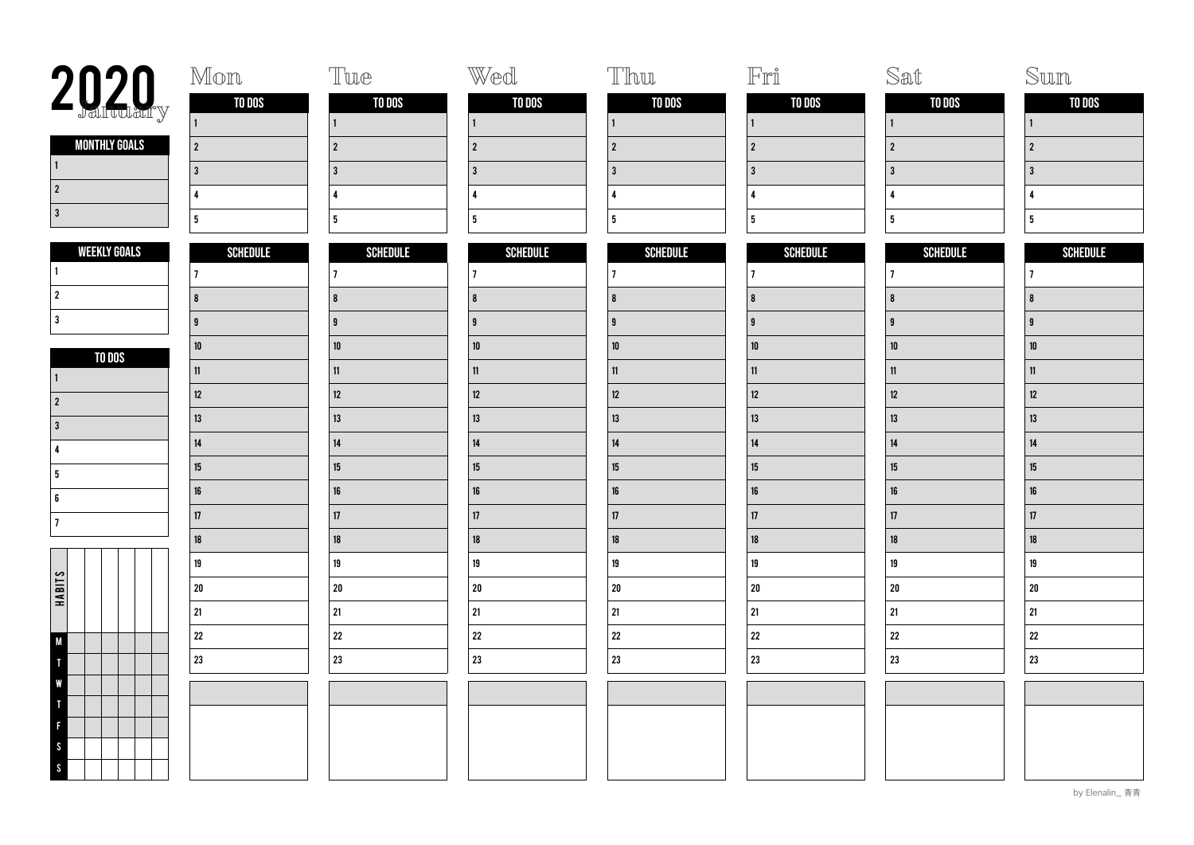# 2020 January

| MONTHLY GOALS |
| --- |
| 1 |
| 2 |
| 3 |

| WEEKLY GOALS |
| --- |
| 1 |
| 2 |
| 3 |

| TO DOS |
| --- |
| 1 |
| 2 |
| 3 |
| 4 |
| 5 |
| 6 |
| 7 |

| HABITS | | | | | | |
| --- | --- | --- | --- | --- | --- | --- |
| M | | | | | | |
| T | | | | | | |
| W | | | | | | |
| T | | | | | | |
| F | | | | | | |
| S | | | | | | |
| S | | | | | | |

| Mon | Tue | Wed | Thu | Fri | Sat | Sun |
| --- | --- | --- | --- | --- | --- | --- |
| TO DOS | TO DOS | TO DOS | TO DOS | TO DOS | TO DOS | TO DOS |
| 1 | 1 | 1 | 1 | 1 | 1 | 1 |
| 2 | 2 | 2 | 2 | 2 | 2 | 2 |
| 3 | 3 | 3 | 3 | 3 | 3 | 3 |
| 4 | 4 | 4 | 4 | 4 | 4 | 4 |
| 5 | 5 | 5 | 5 | 5 | 5 | 5 |
| SCHEDULE | SCHEDULE | SCHEDULE | SCHEDULE | SCHEDULE | SCHEDULE | SCHEDULE |
| 7 | 7 | 7 | 7 | 7 | 7 | 7 |
| 8 | 8 | 8 | 8 | 8 | 8 | 8 |
| 9 | 9 | 9 | 9 | 9 | 9 | 9 |
| 10 | 10 | 10 | 10 | 10 | 10 | 10 |
| 11 | 11 | 11 | 11 | 11 | 11 | 11 |
| 12 | 12 | 12 | 12 | 12 | 12 | 12 |
| 13 | 13 | 13 | 13 | 13 | 13 | 13 |
| 14 | 14 | 14 | 14 | 14 | 14 | 14 |
| 15 | 15 | 15 | 15 | 15 | 15 | 15 |
| 16 | 16 | 16 | 16 | 16 | 16 | 16 |
| 17 | 17 | 17 | 17 | 17 | 17 | 17 |
| 18 | 18 | 18 | 18 | 18 | 18 | 18 |
| 19 | 19 | 19 | 19 | 19 | 19 | 19 |
| 20 | 20 | 20 | 20 | 20 | 20 | 20 |
| 21 | 21 | 21 | 21 | 21 | 21 | 21 |
| 22 | 22 | 22 | 22 | 22 | 22 | 22 |
| 23 | 23 | 23 | 23 | 23 | 23 | 23 |

by Elenalin_ 青青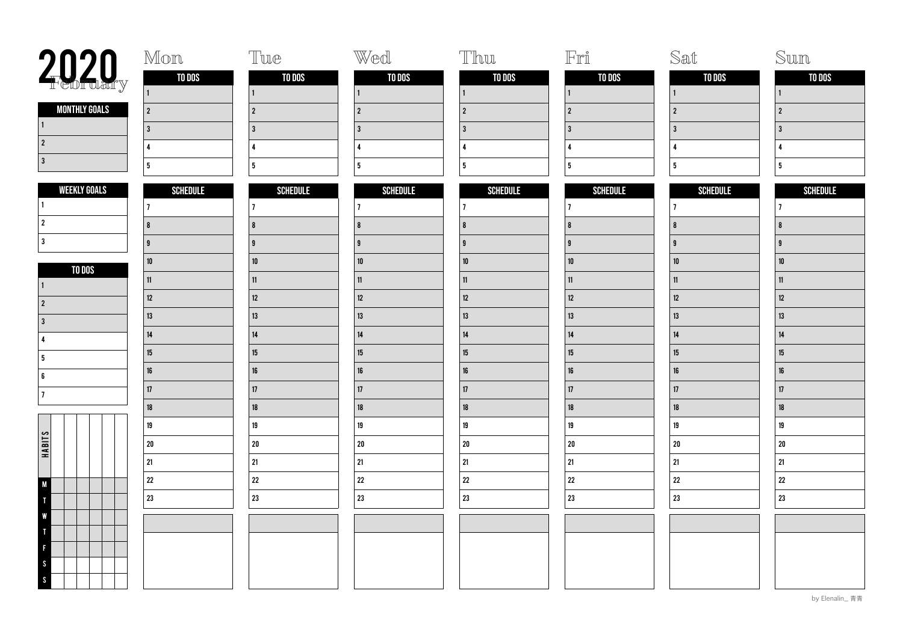# 2020 February

| MONTHLY GOALS |
| --- |
| 1 |
| 2 |
| 3 |

| WEEKLY GOALS |
| --- |
| 1 |
| 2 |
| 3 |

| TO DOS |
| --- |
| 1 |
| 2 |
| 3 |
| 4 |
| 5 |
| 6 |
| 7 |

| HABITS | | | | | | |
| --- | --- | --- | --- | --- | --- | --- |
| M | | | | | | |
| T | | | | | | |
| W | | | | | | |
| T | | | | | | |
| F | | | | | | |
| S | | | | | | |
| S | | | | | | |

| | Mon | Tue | Wed | Thu | Fri | Sat | Sun |
| --- | --- | --- | --- | --- | --- | --- | --- |
| | TO DOS | TO DOS | TO DOS | TO DOS | TO DOS | TO DOS | TO DOS |
| | 1 | 1 | 1 | 1 | 1 | 1 | 1 |
| | 2 | 2 | 2 | 2 | 2 | 2 | 2 |
| | 3 | 3 | 3 | 3 | 3 | 3 | 3 |
| | 4 | 4 | 4 | 4 | 4 | 4 | 4 |
| | 5 | 5 | 5 | 5 | 5 | 5 | 5 |
| | SCHEDULE | SCHEDULE | SCHEDULE | SCHEDULE | SCHEDULE | SCHEDULE | SCHEDULE |
| | 7 | 7 | 7 | 7 | 7 | 7 | 7 |
| | 8 | 8 | 8 | 8 | 8 | 8 | 8 |
| | 9 | 9 | 9 | 9 | 9 | 9 | 9 |
| | 10 | 10 | 10 | 10 | 10 | 10 | 10 |
| | 11 | 11 | 11 | 11 | 11 | 11 | 11 |
| | 12 | 12 | 12 | 12 | 12 | 12 | 12 |
| | 13 | 13 | 13 | 13 | 13 | 13 | 13 |
| | 14 | 14 | 14 | 14 | 14 | 14 | 14 |
| | 15 | 15 | 15 | 15 | 15 | 15 | 15 |
| | 16 | 16 | 16 | 16 | 16 | 16 | 16 |
| | 17 | 17 | 17 | 17 | 17 | 17 | 17 |
| | 18 | 18 | 18 | 18 | 18 | 18 | 18 |
| | 19 | 19 | 19 | 19 | 19 | 19 | 19 |
| | 20 | 20 | 20 | 20 | 20 | 20 | 20 |
| | 21 | 21 | 21 | 21 | 21 | 21 | 21 |
| | 22 | 22 | 22 | 22 | 22 | 22 | 22 |
| | 23 | 23 | 23 | 23 | 23 | 23 | 23 |

by Elenalin_ 青青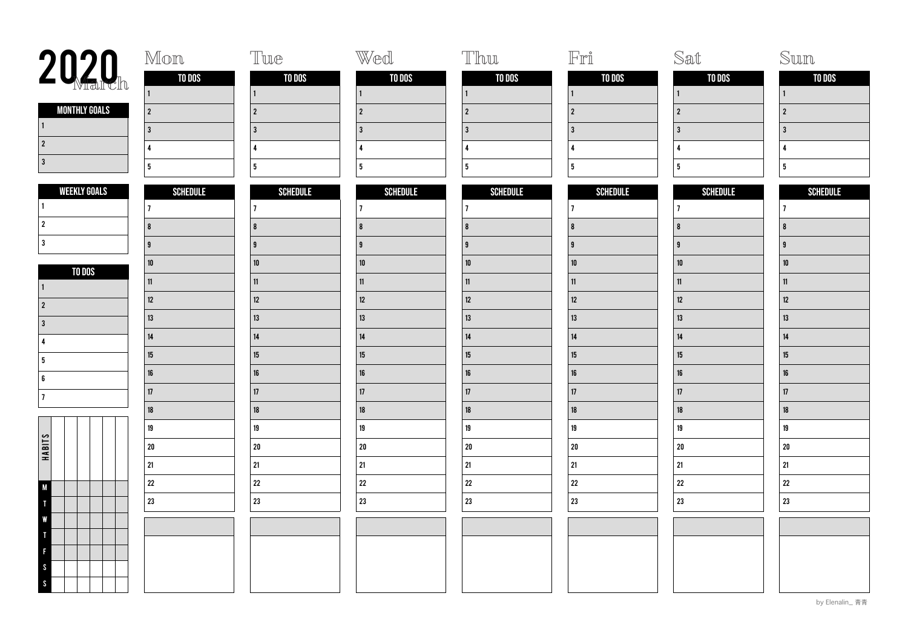# 2020 March

| MONTHLY GOALS |
| --- |
| 1 |
| 2 |
| 3 |

| WEEKLY GOALS |
| --- |
| 1 |
| 2 |
| 3 |

| TO DOS |
| --- |
| 1 |
| 2 |
| 3 |
| 4 |
| 5 |
| 6 |
| 7 |

| HABITS | | | | | | |
| --- | --- | --- | --- | --- | --- | --- |
| M | | | | | | |
| T | | | | | | |
| W | | | | | | |
| T | | | | | | |
| F | | | | | | |
| S | | | | | | |
| S | | | | | | |

| | Mon | Tue | Wed | Thu | Fri | Sat | Sun |
| --- | --- | --- | --- | --- | --- | --- | --- |
| **TO DOS** | | | | | | | |
| 1 | | | | | | | |
| 2 | | | | | | | |
| 3 | | | | | | | |
| 4 | | | | | | | |
| 5 | | | | | | | |
| **SCHEDULE** | | | | | | | |
| 7 | | | | | | | |
| 8 | | | | | | | |
| 9 | | | | | | | |
| 10 | | | | | | | |
| 11 | | | | | | | |
| 12 | | | | | | | |
| 13 | | | | | | | |
| 14 | | | | | | | |
| 15 | | | | | | | |
| 16 | | | | | | | |
| 17 | | | | | | | |
| 18 | | | | | | | |
| 19 | | | | | | | |
| 20 | | | | | | | |
| 21 | | | | | | | |
| 22 | | | | | | | |
| 23 | | | | | | | |

by Elenalin_ 青青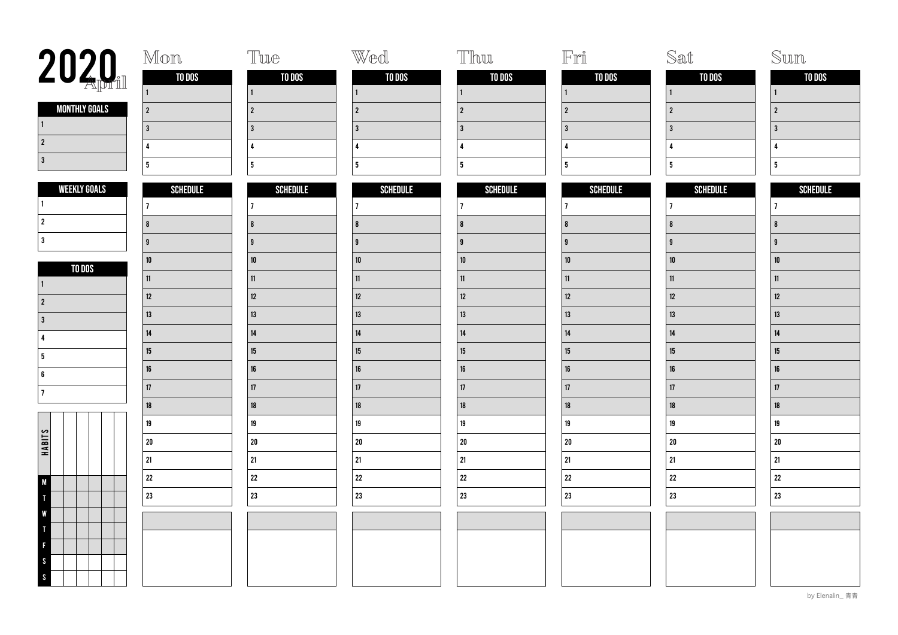# 2020 April

| MONTHLY GOALS |
|---|
| 1 |
| 2 |
| 3 |

| WEEKLY GOALS |
|---|
| 1 |
| 2 |
| 3 |

| TO DOS |
|---|
| 1 |
| 2 |
| 3 |
| 4 |
| 5 |
| 6 |
| 7 |

| HABITS | | | | | | |
|---|---|---|---|---|---|---|
| M | | | | | | |
| T | | | | | | |
| W | | | | | | |
| T | | | | | | |
| F | | | | | | |
| S | | | | | | |
| S | | | | | | |

| | Mon | Tue | Wed | Thu | Fri | Sat | Sun |
|---|---|---|---|---|---|---|---|
| **TO DOS** | | | | | | | |
| 1 | | | | | | | |
| 2 | | | | | | | |
| 3 | | | | | | | |
| 4 | | | | | | | |
| 5 | | | | | | | |
| **SCHEDULE** | | | | | | | |
| 7 | | | | | | | |
| 8 | | | | | | | |
| 9 | | | | | | | |
| 10 | | | | | | | |
| 11 | | | | | | | |
| 12 | | | | | | | |
| 13 | | | | | | | |
| 14 | | | | | | | |
| 15 | | | | | | | |
| 16 | | | | | | | |
| 17 | | | | | | | |
| 18 | | | | | | | |
| 19 | | | | | | | |
| 20 | | | | | | | |
| 21 | | | | | | | |
| 22 | | | | | | | |
| 23 | | | | | | | |

by Elenalin_ 青青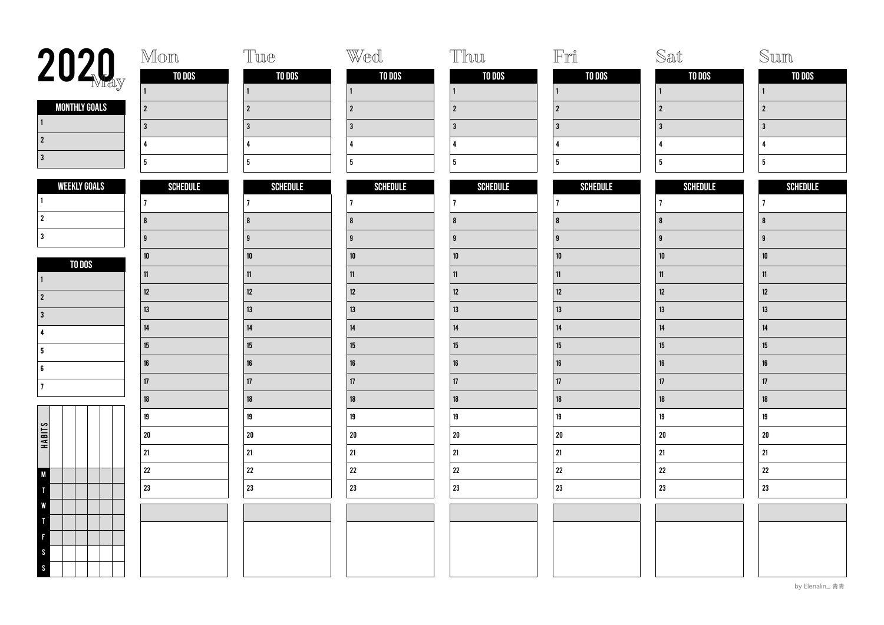# 2020 May

| MONTHLY GOALS |
|---|
| 1 |
| 2 |
| 3 |

| WEEKLY GOALS |
|---|
| 1 |
| 2 |
| 3 |

| TO DOS |
|---|
| 1 |
| 2 |
| 3 |
| 4 |
| 5 |
| 6 |
| 7 |

| HABITS | | | | | | |
|---|---|---|---|---|---|---|
| M | | | | | | |
| T | | | | | | |
| W | | | | | | |
| T | | | | | | |
| F | | | | | | |
| S | | | | | | |
| S | | | | | | |

| Mon | Tue | Wed | Thu | Fri | Sat | Sun |
|---|---|---|---|---|---|---|
| TO DOS | TO DOS | TO DOS | TO DOS | TO DOS | TO DOS | TO DOS |
| 1 | 1 | 1 | 1 | 1 | 1 | 1 |
| 2 | 2 | 2 | 2 | 2 | 2 | 2 |
| 3 | 3 | 3 | 3 | 3 | 3 | 3 |
| 4 | 4 | 4 | 4 | 4 | 4 | 4 |
| 5 | 5 | 5 | 5 | 5 | 5 | 5 |
| SCHEDULE | SCHEDULE | SCHEDULE | SCHEDULE | SCHEDULE | SCHEDULE | SCHEDULE |
| 7 | 7 | 7 | 7 | 7 | 7 | 7 |
| 8 | 8 | 8 | 8 | 8 | 8 | 8 |
| 9 | 9 | 9 | 9 | 9 | 9 | 9 |
| 10 | 10 | 10 | 10 | 10 | 10 | 10 |
| 11 | 11 | 11 | 11 | 11 | 11 | 11 |
| 12 | 12 | 12 | 12 | 12 | 12 | 12 |
| 13 | 13 | 13 | 13 | 13 | 13 | 13 |
| 14 | 14 | 14 | 14 | 14 | 14 | 14 |
| 15 | 15 | 15 | 15 | 15 | 15 | 15 |
| 16 | 16 | 16 | 16 | 16 | 16 | 16 |
| 17 | 17 | 17 | 17 | 17 | 17 | 17 |
| 18 | 18 | 18 | 18 | 18 | 18 | 18 |
| 19 | 19 | 19 | 19 | 19 | 19 | 19 |
| 20 | 20 | 20 | 20 | 20 | 20 | 20 |
| 21 | 21 | 21 | 21 | 21 | 21 | 21 |
| 22 | 22 | 22 | 22 | 22 | 22 | 22 |
| 23 | 23 | 23 | 23 | 23 | 23 | 23 |

by Elenalin_ 青青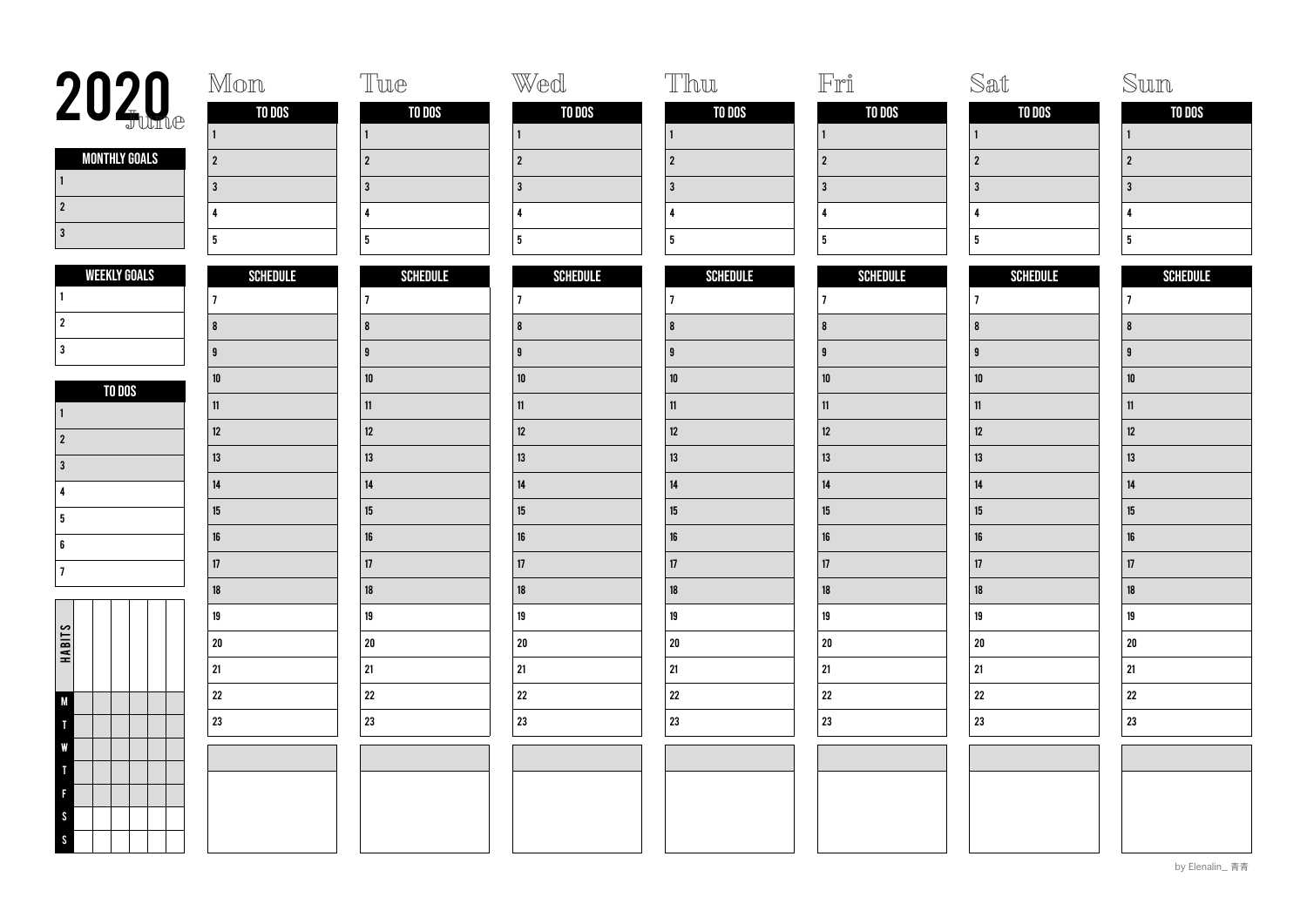# 2020 June

| MONTHLY GOALS |
|---|
| 1 |
| 2 |
| 3 |

| WEEKLY GOALS |
|---|
| 1 |
| 2 |
| 3 |

| TO DOS |
|---|
| 1 |
| 2 |
| 3 |
| 4 |
| 5 |
| 6 |
| 7 |

| HABITS | | | | | | |
|---|---|---|---|---|---|---|
| M | | | | | | |
| T | | | | | | |
| W | | | | | | |
| T | | | | | | |
| F | | | | | | |
| S | | | | | | |
| S | | | | | | |

| | Mon | Tue | Wed | Thu | Fri | Sat | Sun |
|---|---|---|---|---|---|---|---|
| **TO DOS** | | | | | | | |
| 1 | | | | | | | |
| 2 | | | | | | | |
| 3 | | | | | | | |
| 4 | | | | | | | |
| 5 | | | | | | | |
| **SCHEDULE** | | | | | | | |
| 7 | | | | | | | |
| 8 | | | | | | | |
| 9 | | | | | | | |
| 10 | | | | | | | |
| 11 | | | | | | | |
| 12 | | | | | | | |
| 13 | | | | | | | |
| 14 | | | | | | | |
| 15 | | | | | | | |
| 16 | | | | | | | |
| 17 | | | | | | | |
| 18 | | | | | | | |
| 19 | | | | | | | |
| 20 | | | | | | | |
| 21 | | | | | | | |
| 22 | | | | | | | |
| 23 | | | | | | | |

by Elenalin_ 青青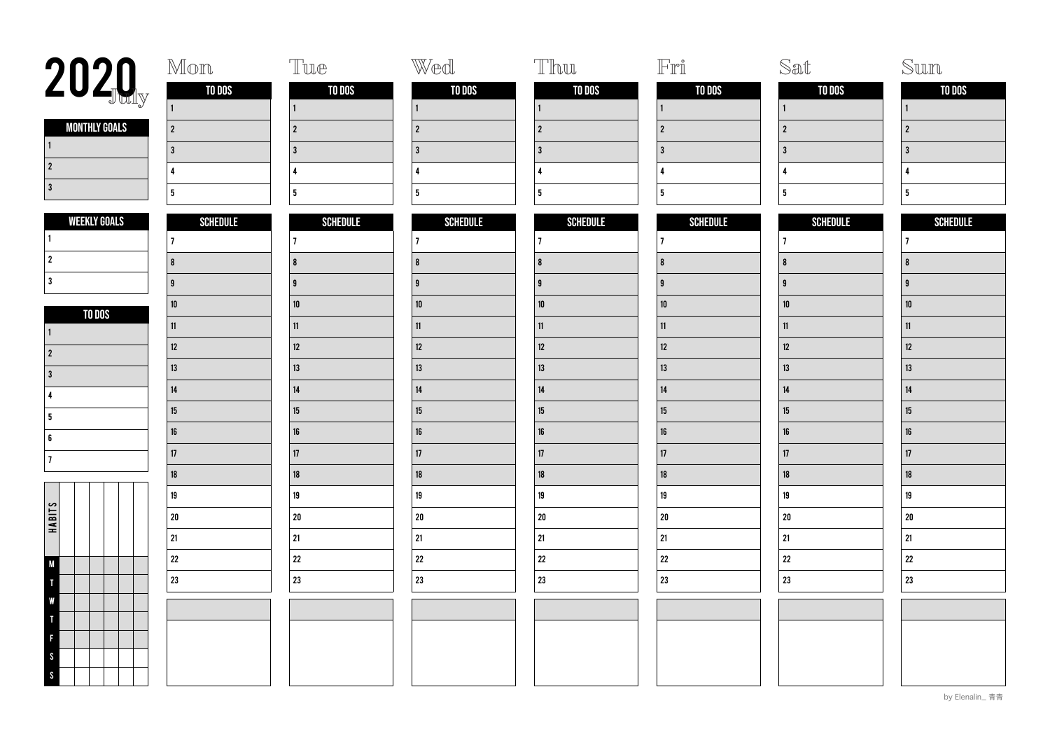# 2020 July

| MONTHLY GOALS |
| --- |
| 1 |
| 2 |
| 3 |

| WEEKLY GOALS |
| --- |
| 1 |
| 2 |
| 3 |

| TO DOS |
| --- |
| 1 |
| 2 |
| 3 |
| 4 |
| 5 |
| 6 |
| 7 |

| HABITS | | | | | | |
| --- | --- | --- | --- | --- | --- | --- |
| M | | | | | | |
| T | | | | | | |
| W | | | | | | |
| T | | | | | | |
| F | | | | | | |
| S | | | | | | |
| S | | | | | | |

| Mon | Tue | Wed | Thu | Fri | Sat | Sun |
| --- | --- | --- | --- | --- | --- | --- |
| TO DOS | TO DOS | TO DOS | TO DOS | TO DOS | TO DOS | TO DOS |
| 1 | 1 | 1 | 1 | 1 | 1 | 1 |
| 2 | 2 | 2 | 2 | 2 | 2 | 2 |
| 3 | 3 | 3 | 3 | 3 | 3 | 3 |
| 4 | 4 | 4 | 4 | 4 | 4 | 4 |
| 5 | 5 | 5 | 5 | 5 | 5 | 5 |
| SCHEDULE | SCHEDULE | SCHEDULE | SCHEDULE | SCHEDULE | SCHEDULE | SCHEDULE |
| 7 | 7 | 7 | 7 | 7 | 7 | 7 |
| 8 | 8 | 8 | 8 | 8 | 8 | 8 |
| 9 | 9 | 9 | 9 | 9 | 9 | 9 |
| 10 | 10 | 10 | 10 | 10 | 10 | 10 |
| 11 | 11 | 11 | 11 | 11 | 11 | 11 |
| 12 | 12 | 12 | 12 | 12 | 12 | 12 |
| 13 | 13 | 13 | 13 | 13 | 13 | 13 |
| 14 | 14 | 14 | 14 | 14 | 14 | 14 |
| 15 | 15 | 15 | 15 | 15 | 15 | 15 |
| 16 | 16 | 16 | 16 | 16 | 16 | 16 |
| 17 | 17 | 17 | 17 | 17 | 17 | 17 |
| 18 | 18 | 18 | 18 | 18 | 18 | 18 |
| 19 | 19 | 19 | 19 | 19 | 19 | 19 |
| 20 | 20 | 20 | 20 | 20 | 20 | 20 |
| 21 | 21 | 21 | 21 | 21 | 21 | 21 |
| 22 | 22 | 22 | 22 | 22 | 22 | 22 |
| 23 | 23 | 23 | 23 | 23 | 23 | 23 |

by Elenalin_ 青青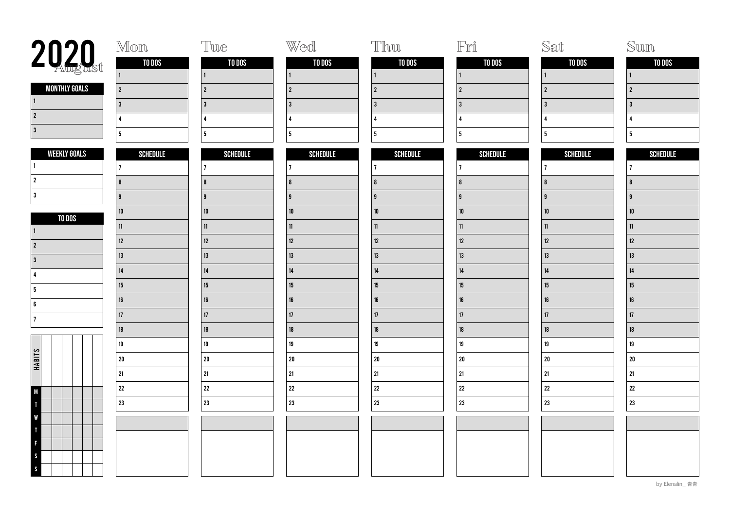# 2020 August

| MONTHLY GOALS |
|---|
| 1 |
| 2 |
| 3 |

| WEEKLY GOALS |
|---|
| 1 |
| 2 |
| 3 |

| TO DOS |
|---|
| 1 |
| 2 |
| 3 |
| 4 |
| 5 |
| 6 |
| 7 |

| HABITS | | | | | | |
|---|---|---|---|---|---|---|
| M | | | | | | |
| T | | | | | | |
| W | | | | | | |
| T | | | | | | |
| F | | | | | | |
| S | | | | | | |
| S | | | | | | |

| Mon | Tue | Wed | Thu | Fri | Sat | Sun |
|---|---|---|---|---|---|---|
| TO DOS | TO DOS | TO DOS | TO DOS | TO DOS | TO DOS | TO DOS |
| 1 | 1 | 1 | 1 | 1 | 1 | 1 |
| 2 | 2 | 2 | 2 | 2 | 2 | 2 |
| 3 | 3 | 3 | 3 | 3 | 3 | 3 |
| 4 | 4 | 4 | 4 | 4 | 4 | 4 |
| 5 | 5 | 5 | 5 | 5 | 5 | 5 |
| SCHEDULE | SCHEDULE | SCHEDULE | SCHEDULE | SCHEDULE | SCHEDULE | SCHEDULE |
| 7 | 7 | 7 | 7 | 7 | 7 | 7 |
| 8 | 8 | 8 | 8 | 8 | 8 | 8 |
| 9 | 9 | 9 | 9 | 9 | 9 | 9 |
| 10 | 10 | 10 | 10 | 10 | 10 | 10 |
| 11 | 11 | 11 | 11 | 11 | 11 | 11 |
| 12 | 12 | 12 | 12 | 12 | 12 | 12 |
| 13 | 13 | 13 | 13 | 13 | 13 | 13 |
| 14 | 14 | 14 | 14 | 14 | 14 | 14 |
| 15 | 15 | 15 | 15 | 15 | 15 | 15 |
| 16 | 16 | 16 | 16 | 16 | 16 | 16 |
| 17 | 17 | 17 | 17 | 17 | 17 | 17 |
| 18 | 18 | 18 | 18 | 18 | 18 | 18 |
| 19 | 19 | 19 | 19 | 19 | 19 | 19 |
| 20 | 20 | 20 | 20 | 20 | 20 | 20 |
| 21 | 21 | 21 | 21 | 21 | 21 | 21 |
| 22 | 22 | 22 | 22 | 22 | 22 | 22 |
| 23 | 23 | 23 | 23 | 23 | 23 | 23 |

by Elenalin_ 青青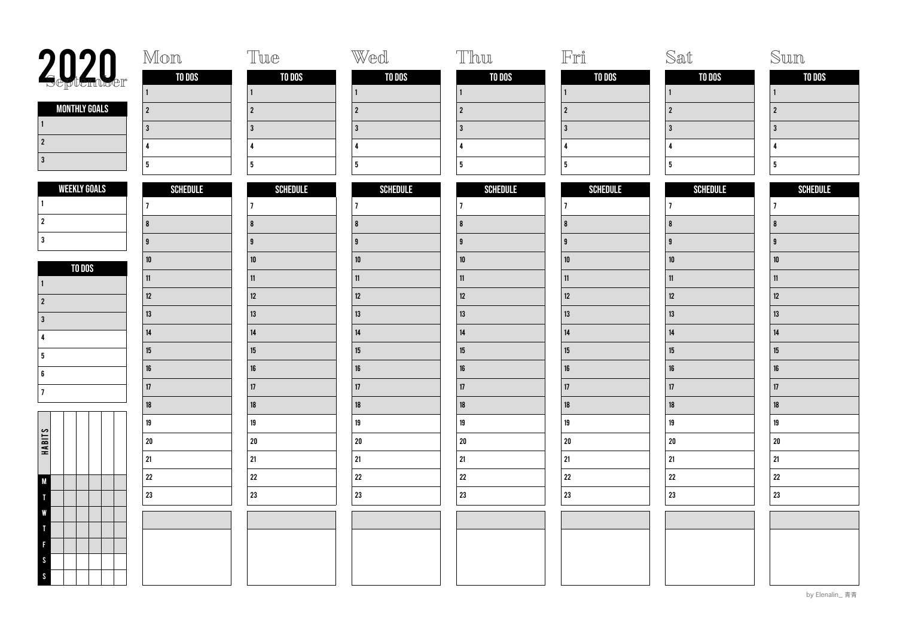# 2020 September

| MONTHLY GOALS |
| --- |
| 1 |
| 2 |
| 3 |

| WEEKLY GOALS |
| --- |
| 1 |
| 2 |
| 3 |

| TO DOS |
| --- |
| 1 |
| 2 |
| 3 |
| 4 |
| 5 |
| 6 |
| 7 |

| HABITS | | | | | | |
| --- | --- | --- | --- | --- | --- | --- |
| M | | | | | | |
| T | | | | | | |
| W | | | | | | |
| T | | | | | | |
| F | | | | | | |
| S | | | | | | |
| S | | | | | | |

| | Mon | Tue | Wed | Thu | Fri | Sat | Sun |
| --- | --- | --- | --- | --- | --- | --- | --- |
| **TO DOS** | | | | | | | |
| 1 | | | | | | | |
| 2 | | | | | | | |
| 3 | | | | | | | |
| 4 | | | | | | | |
| 5 | | | | | | | |
| **SCHEDULE** | | | | | | | |
| 7 | | | | | | | |
| 8 | | | | | | | |
| 9 | | | | | | | |
| 10 | | | | | | | |
| 11 | | | | | | | |
| 12 | | | | | | | |
| 13 | | | | | | | |
| 14 | | | | | | | |
| 15 | | | | | | | |
| 16 | | | | | | | |
| 17 | | | | | | | |
| 18 | | | | | | | |
| 19 | | | | | | | |
| 20 | | | | | | | |
| 21 | | | | | | | |
| 22 | | | | | | | |
| 23 | | | | | | | |

by Elenalin_ 青青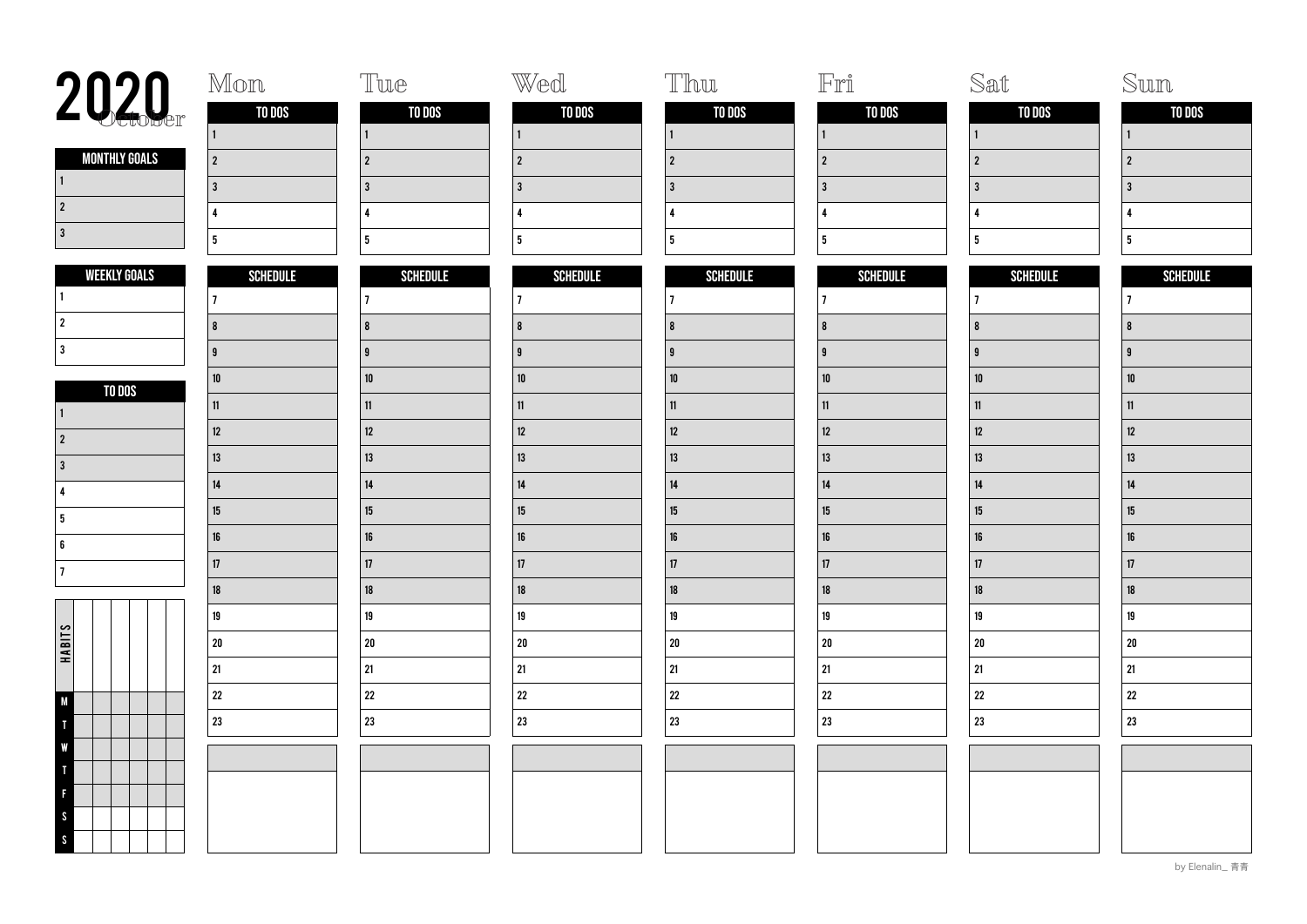# 2020 October

| MONTHLY GOALS |
|---|
| 1 |
| 2 |
| 3 |

| WEEKLY GOALS |
|---|
| 1 |
| 2 |
| 3 |

| TO DOS |
|---|
| 1 |
| 2 |
| 3 |
| 4 |
| 5 |
| 6 |
| 7 |

| HABITS | | | | | | |
|---|---|---|---|---|---|---|
| M | | | | | | |
| T | | | | | | |
| W | | | | | | |
| T | | | | | | |
| F | | | | | | |
| S | | | | | | |
| S | | | | | | |

| | Mon | Tue | Wed | Thu | Fri | Sat | Sun |
|---|---|---|---|---|---|---|---|
| **TO DOS** | | | | | | | |
| 1 | | | | | | | |
| 2 | | | | | | | |
| 3 | | | | | | | |
| 4 | | | | | | | |
| 5 | | | | | | | |
| **SCHEDULE** | | | | | | | |
| 7 | | | | | | | |
| 8 | | | | | | | |
| 9 | | | | | | | |
| 10 | | | | | | | |
| 11 | | | | | | | |
| 12 | | | | | | | |
| 13 | | | | | | | |
| 14 | | | | | | | |
| 15 | | | | | | | |
| 16 | | | | | | | |
| 17 | | | | | | | |
| 18 | | | | | | | |
| 19 | | | | | | | |
| 20 | | | | | | | |
| 21 | | | | | | | |
| 22 | | | | | | | |
| 23 | | | | | | | |

by Elenalin_ 青青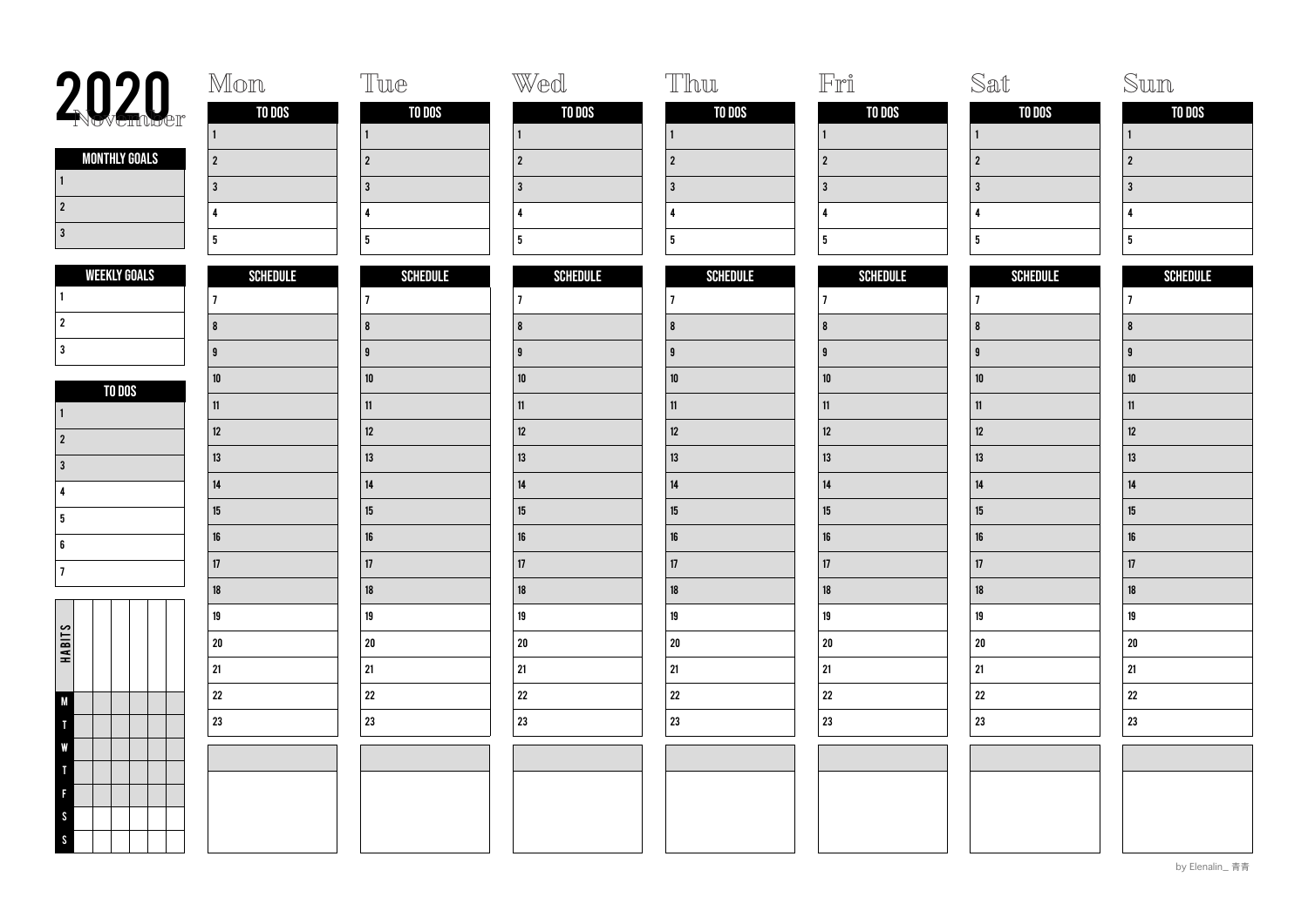# 2020 November

| MONTHLY GOALS |
|---|
| 1 |
| 2 |
| 3 |

| WEEKLY GOALS |
|---|
| 1 |
| 2 |
| 3 |

| TO DOS |
|---|
| 1 |
| 2 |
| 3 |
| 4 |
| 5 |
| 6 |
| 7 |

| HABITS | | | | | | |
|---|---|---|---|---|---|---|
| M | | | | | | |
| T | | | | | | |
| W | | | | | | |
| T | | | | | | |
| F | | | | | | |
| S | | | | | | |
| S | | | | | | |

| Mon | Tue | Wed | Thu | Fri | Sat | Sun |
|---|---|---|---|---|---|---|
| TO DOS | TO DOS | TO DOS | TO DOS | TO DOS | TO DOS | TO DOS |
| 1 | 1 | 1 | 1 | 1 | 1 | 1 |
| 2 | 2 | 2 | 2 | 2 | 2 | 2 |
| 3 | 3 | 3 | 3 | 3 | 3 | 3 |
| 4 | 4 | 4 | 4 | 4 | 4 | 4 |
| 5 | 5 | 5 | 5 | 5 | 5 | 5 |
| SCHEDULE | SCHEDULE | SCHEDULE | SCHEDULE | SCHEDULE | SCHEDULE | SCHEDULE |
| 7 | 7 | 7 | 7 | 7 | 7 | 7 |
| 8 | 8 | 8 | 8 | 8 | 8 | 8 |
| 9 | 9 | 9 | 9 | 9 | 9 | 9 |
| 10 | 10 | 10 | 10 | 10 | 10 | 10 |
| 11 | 11 | 11 | 11 | 11 | 11 | 11 |
| 12 | 12 | 12 | 12 | 12 | 12 | 12 |
| 13 | 13 | 13 | 13 | 13 | 13 | 13 |
| 14 | 14 | 14 | 14 | 14 | 14 | 14 |
| 15 | 15 | 15 | 15 | 15 | 15 | 15 |
| 16 | 16 | 16 | 16 | 16 | 16 | 16 |
| 17 | 17 | 17 | 17 | 17 | 17 | 17 |
| 18 | 18 | 18 | 18 | 18 | 18 | 18 |
| 19 | 19 | 19 | 19 | 19 | 19 | 19 |
| 20 | 20 | 20 | 20 | 20 | 20 | 20 |
| 21 | 21 | 21 | 21 | 21 | 21 | 21 |
| 22 | 22 | 22 | 22 | 22 | 22 | 22 |
| 23 | 23 | 23 | 23 | 23 | 23 | 23 |

by Elenalin_ 青青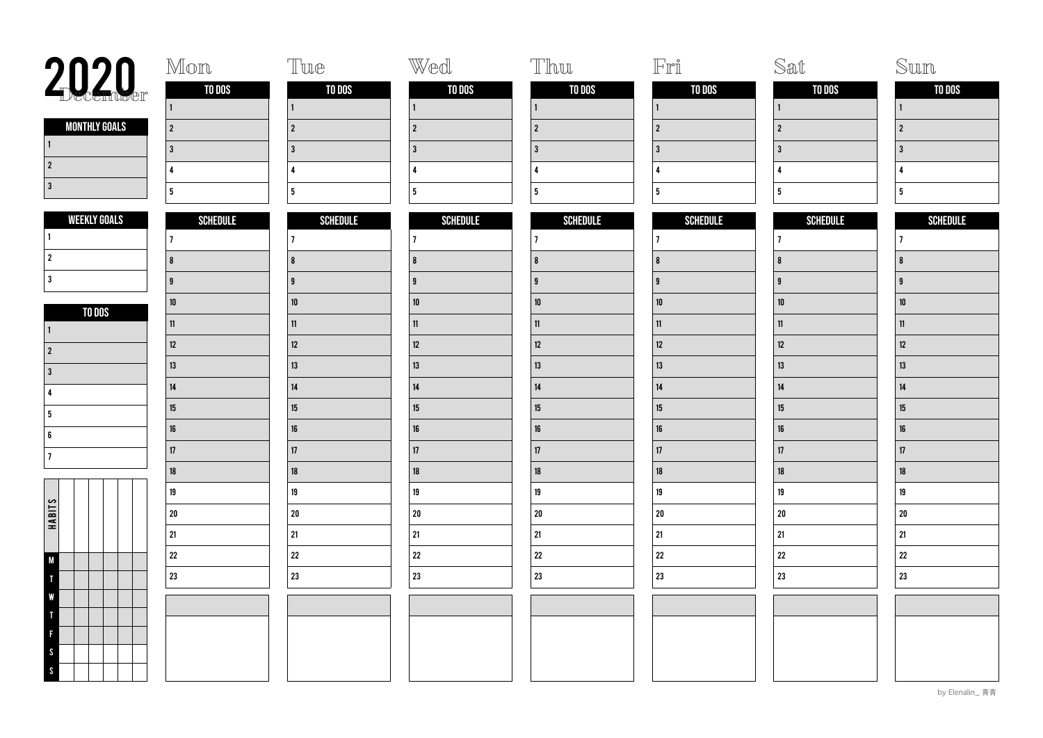# 2020 December

| MONTHLY GOALS |
| --- |
| 1 |
| 2 |
| 3 |

| WEEKLY GOALS |
| --- |
| 1 |
| 2 |
| 3 |

| TO DOS |
| --- |
| 1 |
| 2 |
| 3 |
| 4 |
| 5 |
| 6 |
| 7 |

| HABITS | | | | | | |
| --- | --- | --- | --- | --- | --- | --- |
| M | | | | | | |
| T | | | | | | |
| W | | | | | | |
| T | | | | | | |
| F | | | | | | |
| S | | | | | | |
| S | | | | | | |

| | Mon | Tue | Wed | Thu | Fri | Sat | Sun |
| --- | --- | --- | --- | --- | --- | --- | --- |
| TO DOS | TO DOS | TO DOS | TO DOS | TO DOS | TO DOS | TO DOS | TO DOS |
| | 1 | 1 | 1 | 1 | 1 | 1 | 1 |
| | 2 | 2 | 2 | 2 | 2 | 2 | 2 |
| | 3 | 3 | 3 | 3 | 3 | 3 | 3 |
| | 4 | 4 | 4 | 4 | 4 | 4 | 4 |
| | 5 | 5 | 5 | 5 | 5 | 5 | 5 |
| SCHEDULE | SCHEDULE | SCHEDULE | SCHEDULE | SCHEDULE | SCHEDULE | SCHEDULE | SCHEDULE |
| | 7 | 7 | 7 | 7 | 7 | 7 | 7 |
| | 8 | 8 | 8 | 8 | 8 | 8 | 8 |
| | 9 | 9 | 9 | 9 | 9 | 9 | 9 |
| | 10 | 10 | 10 | 10 | 10 | 10 | 10 |
| | 11 | 11 | 11 | 11 | 11 | 11 | 11 |
| | 12 | 12 | 12 | 12 | 12 | 12 | 12 |
| | 13 | 13 | 13 | 13 | 13 | 13 | 13 |
| | 14 | 14 | 14 | 14 | 14 | 14 | 14 |
| | 15 | 15 | 15 | 15 | 15 | 15 | 15 |
| | 16 | 16 | 16 | 16 | 16 | 16 | 16 |
| | 17 | 17 | 17 | 17 | 17 | 17 | 17 |
| | 18 | 18 | 18 | 18 | 18 | 18 | 18 |
| | 19 | 19 | 19 | 19 | 19 | 19 | 19 |
| | 20 | 20 | 20 | 20 | 20 | 20 | 20 |
| | 21 | 21 | 21 | 21 | 21 | 21 | 21 |
| | 22 | 22 | 22 | 22 | 22 | 22 | 22 |
| | 23 | 23 | 23 | 23 | 23 | 23 | 23 |

by Elenalin_ 青青